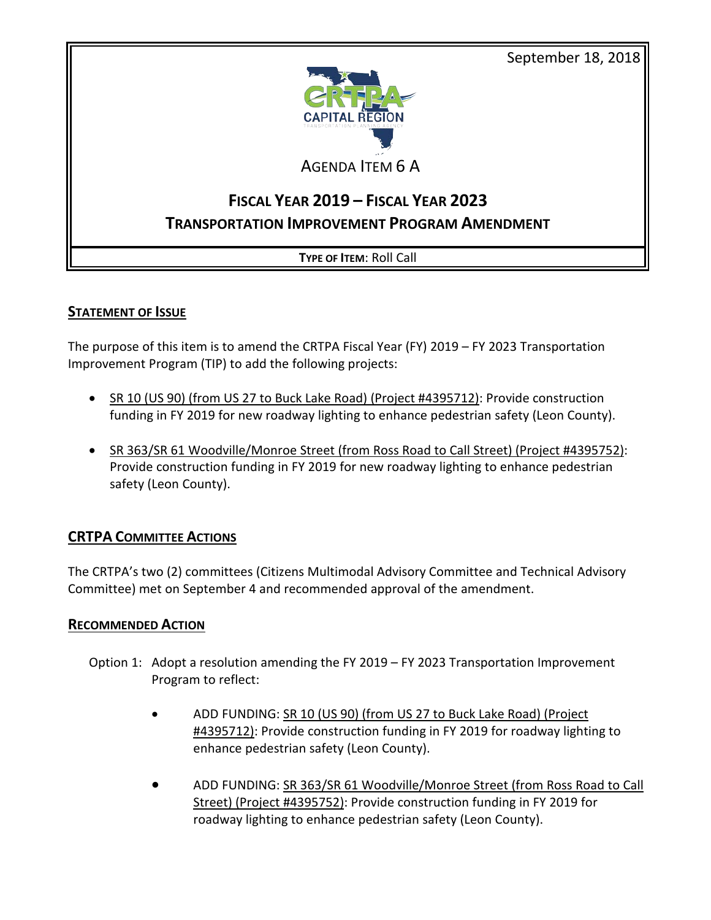September 18, 2018

AGENDA ITEM 6 A

# FISCAL YEAR 2019 – FISCAL YEAR 2023
# TRANSPORTATION IMPROVEMENT PROGRAM AMENDMENT

**TYPE OF ITEM**: Roll Call

## STATEMENT OF ISSUE

The purpose of this item is to amend the CRTPA Fiscal Year (FY) 2019 – FY 2023 Transportation Improvement Program (TIP) to add the following projects:

- SR 10 (US 90) (from US 27 to Buck Lake Road) (Project #4395712): Provide construction funding in FY 2019 for new roadway lighting to enhance pedestrian safety (Leon County).
- SR 363/SR 61 Woodville/Monroe Street (from Ross Road to Call Street) (Project #4395752): Provide construction funding in FY 2019 for new roadway lighting to enhance pedestrian safety (Leon County).

## CRTPA COMMITTEE ACTIONS

The CRTPA's two (2) committees (Citizens Multimodal Advisory Committee and Technical Advisory Committee) met on September 4 and recommended approval of the amendment.

## RECOMMENDED ACTION

Option 1: Adopt a resolution amending the FY 2019 – FY 2023 Transportation Improvement Program to reflect:

- ADD FUNDING: SR 10 (US 90) (from US 27 to Buck Lake Road) (Project #4395712): Provide construction funding in FY 2019 for roadway lighting to enhance pedestrian safety (Leon County).
- ADD FUNDING: SR 363/SR 61 Woodville/Monroe Street (from Ross Road to Call Street) (Project #4395752): Provide construction funding in FY 2019 for roadway lighting to enhance pedestrian safety (Leon County).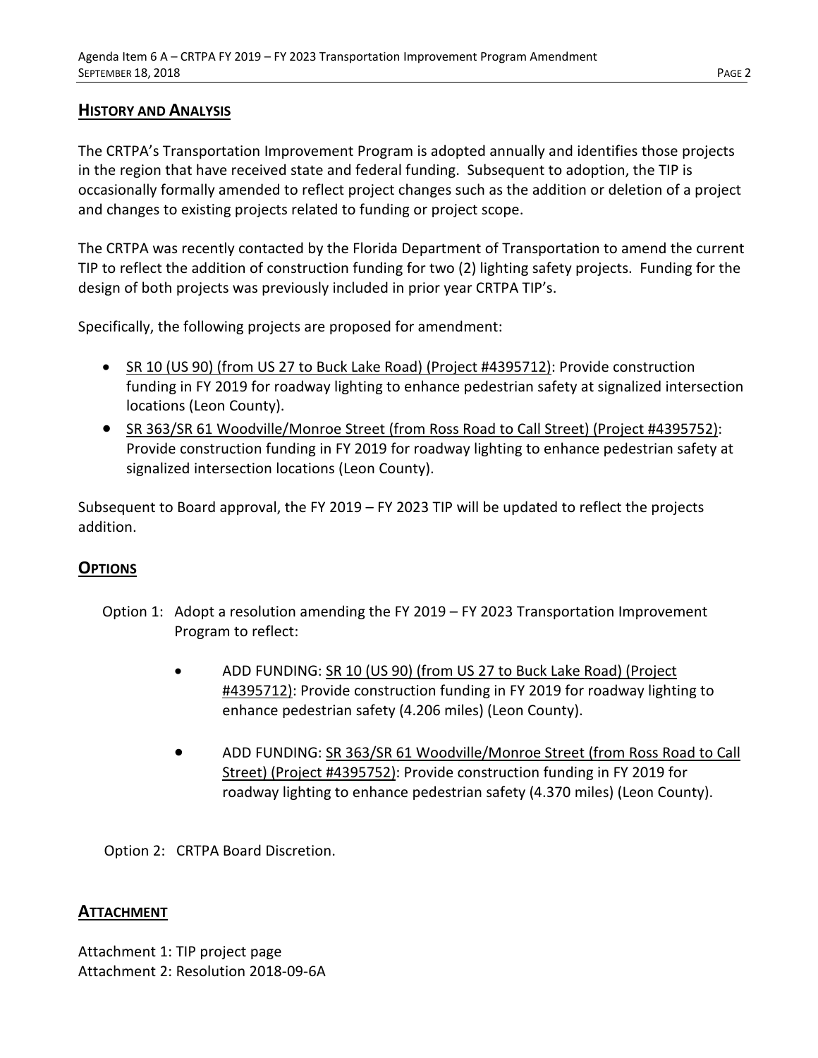## HISTORY AND ANALYSIS

The CRTPA's Transportation Improvement Program is adopted annually and identifies those projects in the region that have received state and federal funding. Subsequent to adoption, the TIP is occasionally formally amended to reflect project changes such as the addition or deletion of a project and changes to existing projects related to funding or project scope.

The CRTPA was recently contacted by the Florida Department of Transportation to amend the current TIP to reflect the addition of construction funding for two (2) lighting safety projects. Funding for the design of both projects was previously included in prior year CRTPA TIP's.

Specifically, the following projects are proposed for amendment:

- SR 10 (US 90) (from US 27 to Buck Lake Road) (Project #4395712): Provide construction funding in FY 2019 for roadway lighting to enhance pedestrian safety at signalized intersection locations (Leon County).
- SR 363/SR 61 Woodville/Monroe Street (from Ross Road to Call Street) (Project #4395752): Provide construction funding in FY 2019 for roadway lighting to enhance pedestrian safety at signalized intersection locations (Leon County).

Subsequent to Board approval, the FY 2019 – FY 2023 TIP will be updated to reflect the projects addition.

## OPTIONS

Option 1: Adopt a resolution amending the FY 2019 – FY 2023 Transportation Improvement Program to reflect:

- ADD FUNDING: SR 10 (US 90) (from US 27 to Buck Lake Road) (Project #4395712): Provide construction funding in FY 2019 for roadway lighting to enhance pedestrian safety (4.206 miles) (Leon County).
- ADD FUNDING: SR 363/SR 61 Woodville/Monroe Street (from Ross Road to Call Street) (Project #4395752): Provide construction funding in FY 2019 for roadway lighting to enhance pedestrian safety (4.370 miles) (Leon County).

Option 2: CRTPA Board Discretion.

## ATTACHMENT

Attachment 1: TIP project page
Attachment 2: Resolution 2018-09-6A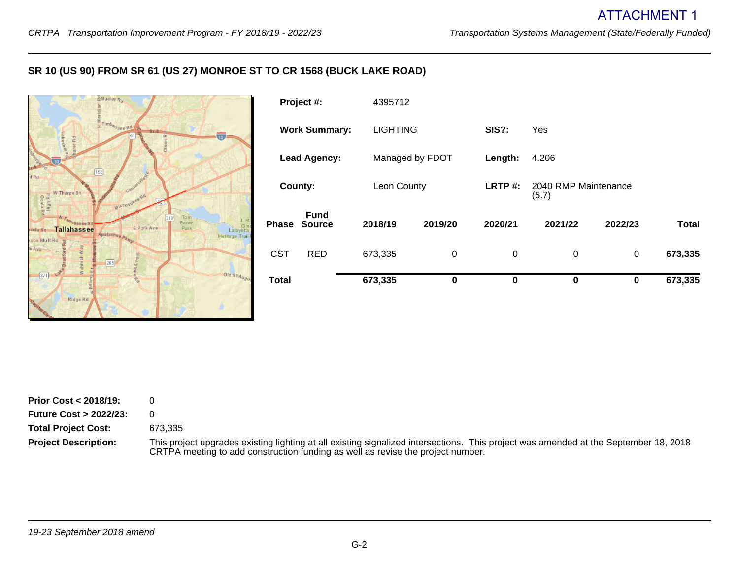ATTACHMENT 1

## SR 10 (US 90) FROM SR 61 (US 27) MONROE ST TO CR 1568 (BUCK LAKE ROAD)

| | | | |
|---|---|---|---|
| **Project #:** | 4395712 | | |
| **Work Summary:** | LIGHTING | **SIS?:** | Yes |
| **Lead Agency:** | Managed by FDOT | **Length:** | 4.206 |
| **County:** | Leon County | **LRTP #:** | 2040 RMP Maintenance (5.7) |

| Phase | Fund Source | 2018/19 | 2019/20 | 2020/21 | 2021/22 | 2022/23 | Total |
|---|---|---|---|---|---|---|---|
| CST | RED | 673,335 | 0 | 0 | 0 | 0 | **673,335** |
| **Total** | | **673,335** | **0** | **0** | **0** | **0** | **673,335** |

**Prior Cost < 2018/19:** 0

**Future Cost > 2022/23:** 0

**Total Project Cost:** 673,335

**Project Description:** This project upgrades existing lighting at all existing signalized intersections. This project was amended at the September 18, 2018 CRTPA meeting to add construction funding as well as revise the project number.

*19-23 September 2018 amend*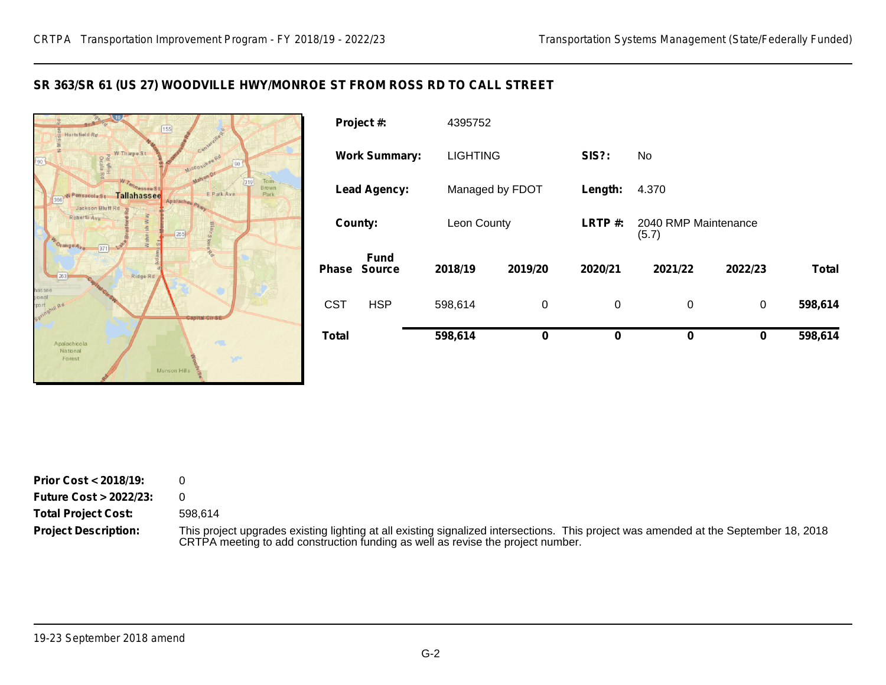## SR 363/SR 61 (US 27) WOODVILLE HWY/MONROE ST FROM ROSS RD TO CALL STREET

| | |
|---|---|
| **Project #:** | 4395752 |
| **Work Summary:** | LIGHTING |
| **SIS?:** | No |
| **Lead Agency:** | Managed by FDOT |
| **Length:** | 4.370 |
| **County:** | Leon County |
| **LRTP #:** | 2040 RMP Maintenance (5.7) |

| Phase | Fund Source | 2018/19 | 2019/20 | 2020/21 | 2021/22 | 2022/23 | Total |
|---|---|---|---|---|---|---|---|
| CST | HSP | 598,614 | 0 | 0 | 0 | 0 | **598,614** |
| **Total** | | **598,614** | **0** | **0** | **0** | **0** | **598,614** |

**Prior Cost < 2018/19:** 0

**Future Cost > 2022/23:** 0

**Total Project Cost:** 598,614

**Project Description:** This project upgrades existing lighting at all existing signalized intersections. This project was amended at the September 18, 2018 CRTPA meeting to add construction funding as well as revise the project number.

19-23 September 2018 amend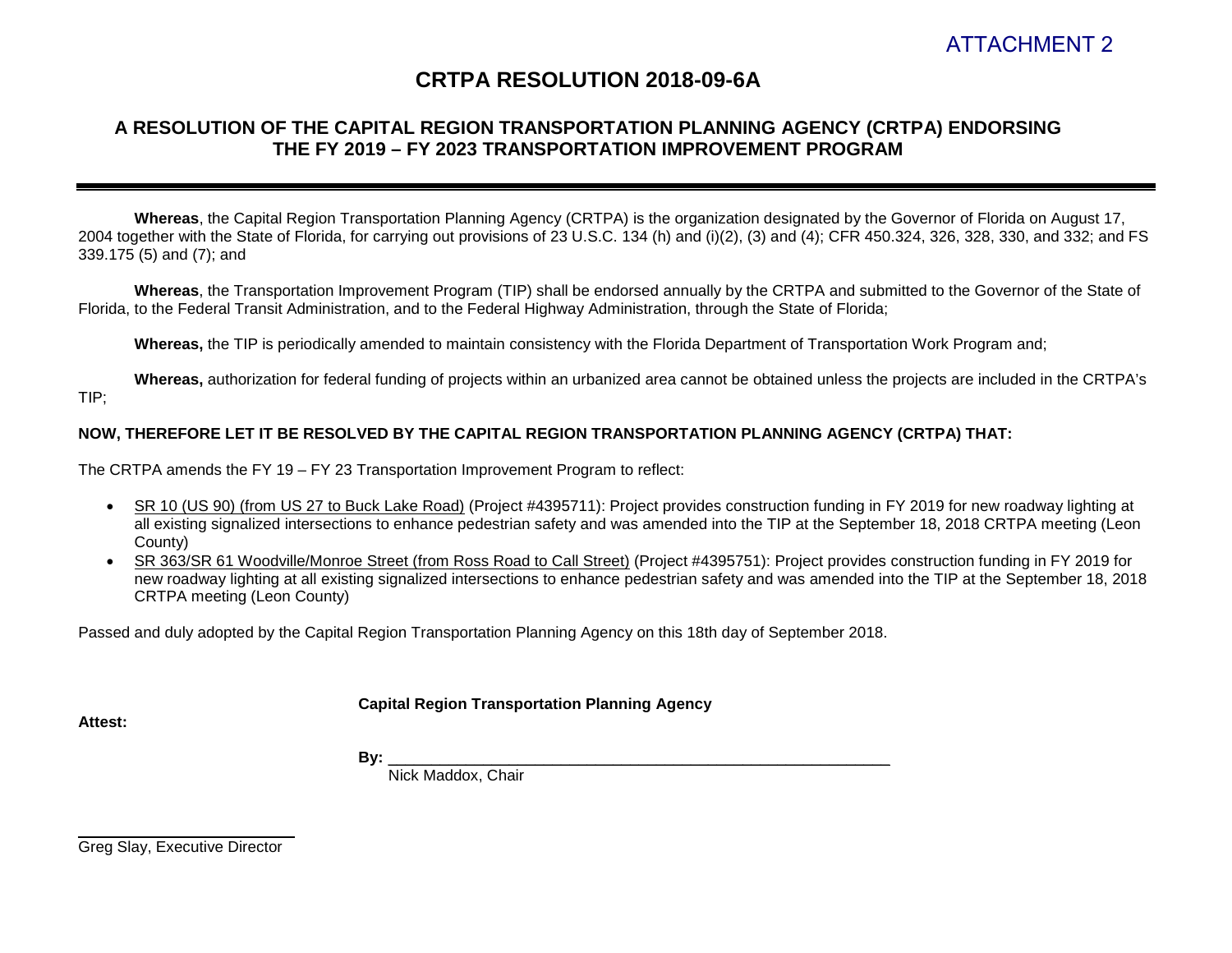ATTACHMENT 2

# CRTPA RESOLUTION 2018-09-6A

## A RESOLUTION OF THE CAPITAL REGION TRANSPORTATION PLANNING AGENCY (CRTPA) ENDORSING THE FY 2019 – FY 2023 TRANSPORTATION IMPROVEMENT PROGRAM

---

**Whereas**, the Capital Region Transportation Planning Agency (CRTPA) is the organization designated by the Governor of Florida on August 17, 2004 together with the State of Florida, for carrying out provisions of 23 U.S.C. 134 (h) and (i)(2), (3) and (4); CFR 450.324, 326, 328, 330, and 332; and FS 339.175 (5) and (7); and

**Whereas**, the Transportation Improvement Program (TIP) shall be endorsed annually by the CRTPA and submitted to the Governor of the State of Florida, to the Federal Transit Administration, and to the Federal Highway Administration, through the State of Florida;

**Whereas,** the TIP is periodically amended to maintain consistency with the Florida Department of Transportation Work Program and;

**Whereas,** authorization for federal funding of projects within an urbanized area cannot be obtained unless the projects are included in the CRTPA's TIP;

**NOW, THEREFORE LET IT BE RESOLVED BY THE CAPITAL REGION TRANSPORTATION PLANNING AGENCY (CRTPA) THAT:**

The CRTPA amends the FY 19 – FY 23 Transportation Improvement Program to reflect:

- SR 10 (US 90) (from US 27 to Buck Lake Road) (Project #4395711): Project provides construction funding in FY 2019 for new roadway lighting at all existing signalized intersections to enhance pedestrian safety and was amended into the TIP at the September 18, 2018 CRTPA meeting (Leon County)
- SR 363/SR 61 Woodville/Monroe Street (from Ross Road to Call Street) (Project #4395751): Project provides construction funding in FY 2019 for new roadway lighting at all existing signalized intersections to enhance pedestrian safety and was amended into the TIP at the September 18, 2018 CRTPA meeting (Leon County)

Passed and duly adopted by the Capital Region Transportation Planning Agency on this 18th day of September 2018.

**Capital Region Transportation Planning Agency**

**Attest:**

**By:** ____________________________________________
Nick Maddox, Chair

____________________________
Greg Slay, Executive Director